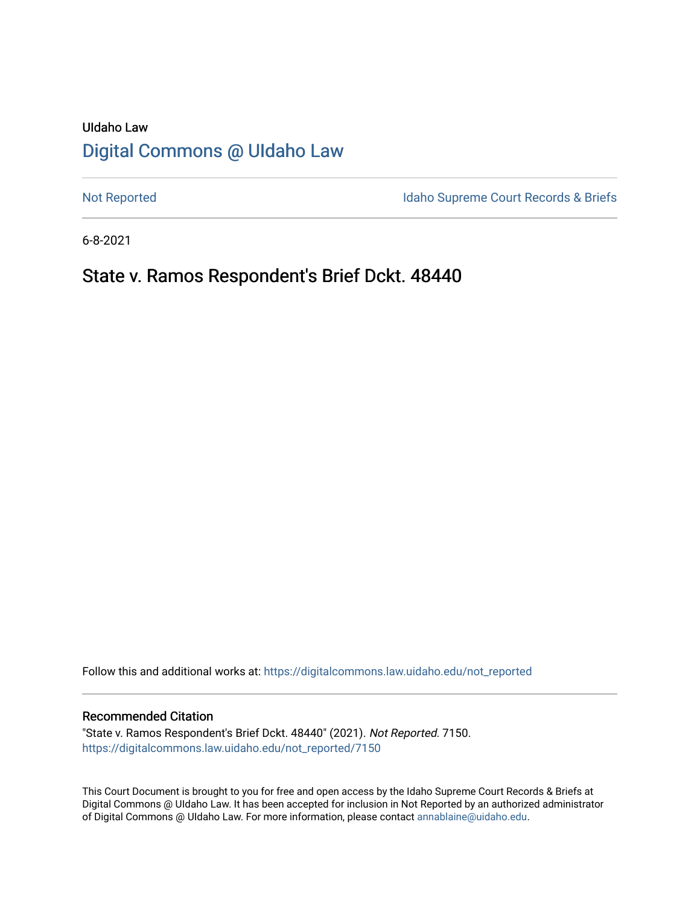UIdaho Law

# Digital Commons @ UIdaho Law

Not Reported | Idaho Supreme Court Records & Briefs

6-8-2021

## State v. Ramos Respondent's Brief Dckt. 48440

Follow this and additional works at: https://digitalcommons.law.uidaho.edu/not_reported

### Recommended Citation

"State v. Ramos Respondent's Brief Dckt. 48440" (2021). *Not Reported*. 7150.
https://digitalcommons.law.uidaho.edu/not_reported/7150

This Court Document is brought to you for free and open access by the Idaho Supreme Court Records & Briefs at Digital Commons @ UIdaho Law. It has been accepted for inclusion in Not Reported by an authorized administrator of Digital Commons @ UIdaho Law. For more information, please contact annablaine@uidaho.edu.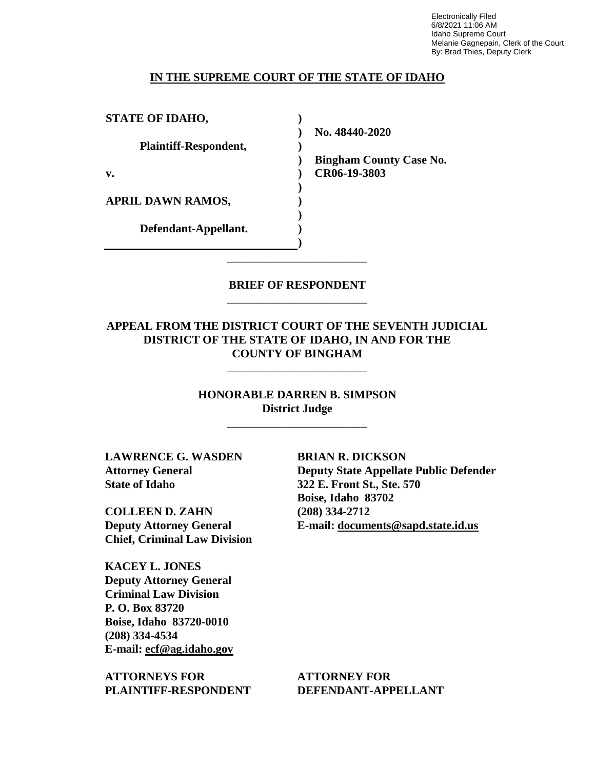Electronically Filed
6/8/2021 11:06 AM
Idaho Supreme Court
Melanie Gagnepain, Clerk of the Court
By: Brad Thies, Deputy Clerk

**IN THE SUPREME COURT OF THE STATE OF IDAHO**

| | | |
|---|---|---|
| **STATE OF IDAHO,** | **)** | |
| | **)** | **No. 48440-2020** |
| **Plaintiff-Respondent,** | **)** | |
| | **)** | **Bingham County Case No.** |
| **v.** | **)** | **CR06-19-3803** |
| | **)** | |
| **APRIL DAWN RAMOS,** | **)** | |
| | **)** | |
| **Defendant-Appellant.** | **)** | |
| | **)** | |

---

**BRIEF OF RESPONDENT**

---

**APPEAL FROM THE DISTRICT COURT OF THE SEVENTH JUDICIAL DISTRICT OF THE STATE OF IDAHO, IN AND FOR THE COUNTY OF BINGHAM**

---

**HONORABLE DARREN B. SIMPSON**
**District Judge**

---

**LAWRENCE G. WASDEN**
**Attorney General**
**State of Idaho**

**COLLEEN D. ZAHN**
**Deputy Attorney General**
**Chief, Criminal Law Division**

**KACEY L. JONES**
**Deputy Attorney General**
**Criminal Law Division**
**P. O. Box 83720**
**Boise, Idaho 83720-0010**
**(208) 334-4534**
**E-mail: ecf@ag.idaho.gov**

**ATTORNEYS FOR**
**PLAINTIFF-RESPONDENT**

**BRIAN R. DICKSON**
**Deputy State Appellate Public Defender**
**322 E. Front St., Ste. 570**
**Boise, Idaho 83702**
**(208) 334-2712**
**E-mail: documents@sapd.state.id.us**

**ATTORNEY FOR**
**DEFENDANT-APPELLANT**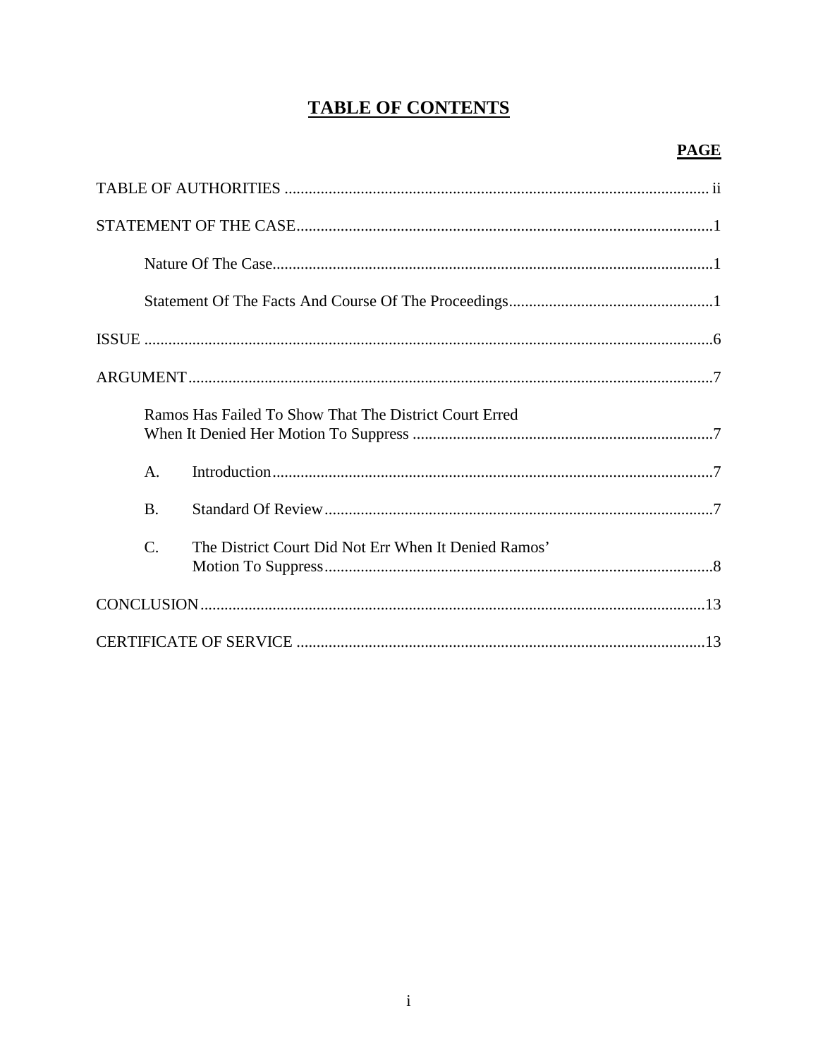# TABLE OF CONTENTS

| | PAGE |
|---|---|
| TABLE OF AUTHORITIES | ii |
| STATEMENT OF THE CASE | 1 |
| Nature Of The Case | 1 |
| Statement Of The Facts And Course Of The Proceedings | 1 |
| ISSUE | 6 |
| ARGUMENT | 7 |
| Ramos Has Failed To Show That The District Court Erred When It Denied Her Motion To Suppress | 7 |
| A. Introduction | 7 |
| B. Standard Of Review | 7 |
| C. The District Court Did Not Err When It Denied Ramos' Motion To Suppress | 8 |
| CONCLUSION | 13 |
| CERTIFICATE OF SERVICE | 13 |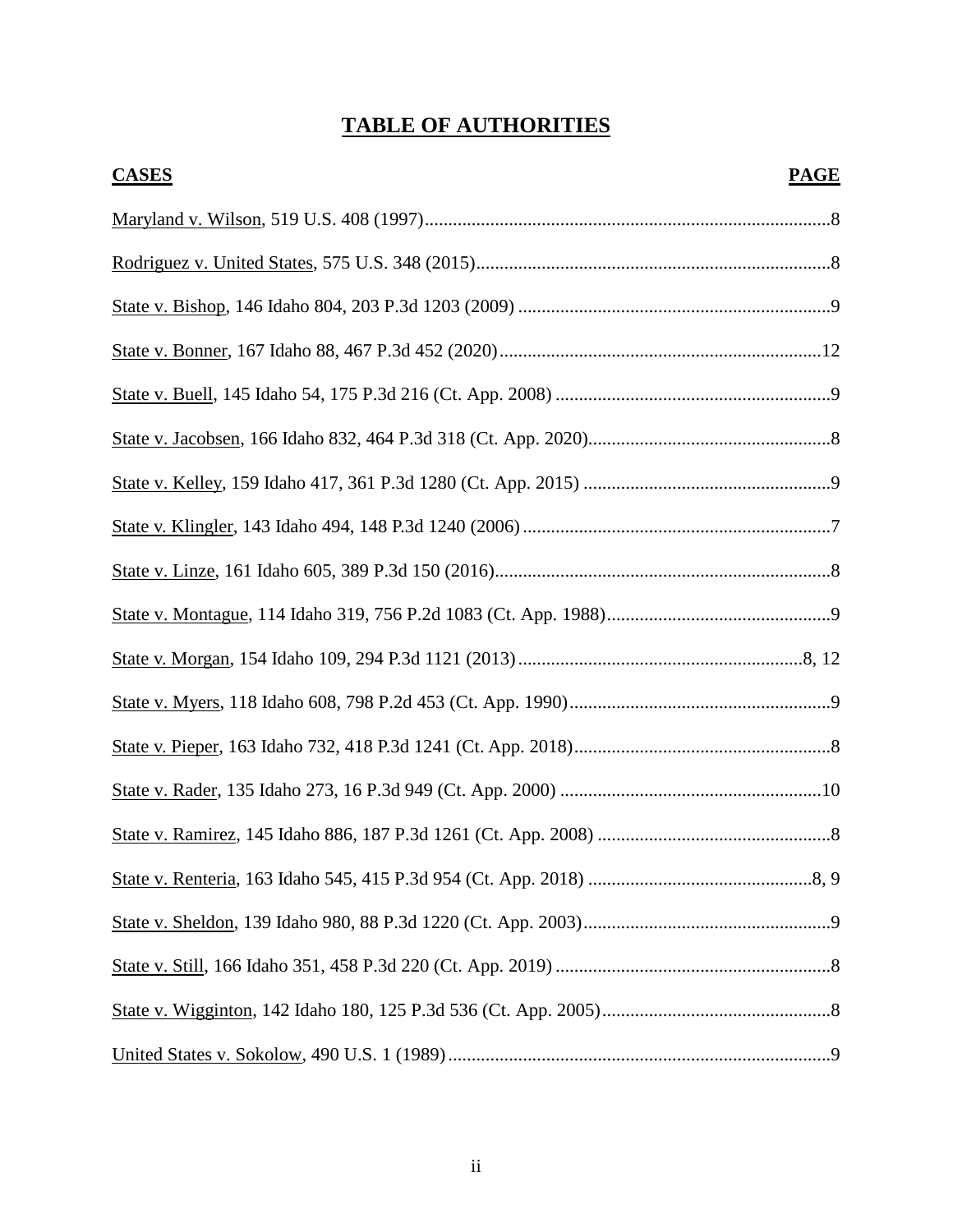# TABLE OF AUTHORITIES

| CASES | PAGE |
|---|---|
| Maryland v. Wilson, 519 U.S. 408 (1997) | 8 |
| Rodriguez v. United States, 575 U.S. 348 (2015) | 8 |
| State v. Bishop, 146 Idaho 804, 203 P.3d 1203 (2009) | 9 |
| State v. Bonner, 167 Idaho 88, 467 P.3d 452 (2020) | 12 |
| State v. Buell, 145 Idaho 54, 175 P.3d 216 (Ct. App. 2008) | 9 |
| State v. Jacobsen, 166 Idaho 832, 464 P.3d 318 (Ct. App. 2020) | 8 |
| State v. Kelley, 159 Idaho 417, 361 P.3d 1280 (Ct. App. 2015) | 9 |
| State v. Klingler, 143 Idaho 494, 148 P.3d 1240 (2006) | 7 |
| State v. Linze, 161 Idaho 605, 389 P.3d 150 (2016) | 8 |
| State v. Montague, 114 Idaho 319, 756 P.2d 1083 (Ct. App. 1988) | 9 |
| State v. Morgan, 154 Idaho 109, 294 P.3d 1121 (2013) | 8, 12 |
| State v. Myers, 118 Idaho 608, 798 P.2d 453 (Ct. App. 1990) | 9 |
| State v. Pieper, 163 Idaho 732, 418 P.3d 1241 (Ct. App. 2018) | 8 |
| State v. Rader, 135 Idaho 273, 16 P.3d 949 (Ct. App. 2000) | 10 |
| State v. Ramirez, 145 Idaho 886, 187 P.3d 1261 (Ct. App. 2008) | 8 |
| State v. Renteria, 163 Idaho 545, 415 P.3d 954 (Ct. App. 2018) | 8, 9 |
| State v. Sheldon, 139 Idaho 980, 88 P.3d 1220 (Ct. App. 2003) | 9 |
| State v. Still, 166 Idaho 351, 458 P.3d 220 (Ct. App. 2019) | 8 |
| State v. Wigginton, 142 Idaho 180, 125 P.3d 536 (Ct. App. 2005) | 8 |
| United States v. Sokolow, 490 U.S. 1 (1989) | 9 |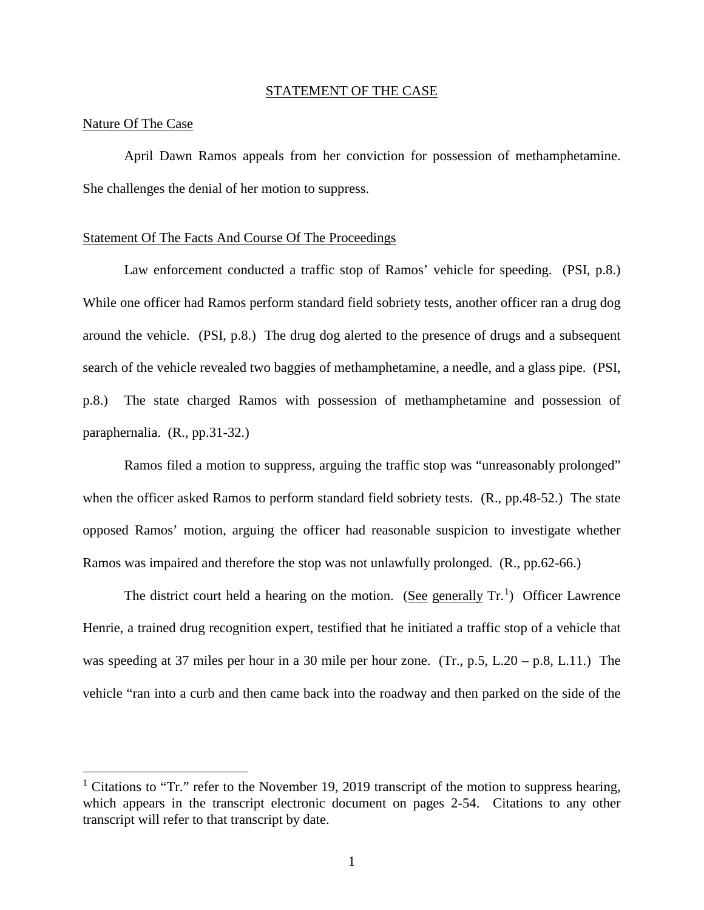## STATEMENT OF THE CASE

### Nature Of The Case

April Dawn Ramos appeals from her conviction for possession of methamphetamine. She challenges the denial of her motion to suppress.

### Statement Of The Facts And Course Of The Proceedings

Law enforcement conducted a traffic stop of Ramos' vehicle for speeding. (PSI, p.8.) While one officer had Ramos perform standard field sobriety tests, another officer ran a drug dog around the vehicle. (PSI, p.8.) The drug dog alerted to the presence of drugs and a subsequent search of the vehicle revealed two baggies of methamphetamine, a needle, and a glass pipe. (PSI, p.8.) The state charged Ramos with possession of methamphetamine and possession of paraphernalia. (R., pp.31-32.)

Ramos filed a motion to suppress, arguing the traffic stop was "unreasonably prolonged" when the officer asked Ramos to perform standard field sobriety tests. (R., pp.48-52.) The state opposed Ramos' motion, arguing the officer had reasonable suspicion to investigate whether Ramos was impaired and therefore the stop was not unlawfully prolonged. (R., pp.62-66.)

The district court held a hearing on the motion. (See generally Tr.[1]) Officer Lawrence Henrie, a trained drug recognition expert, testified that he initiated a traffic stop of a vehicle that was speeding at 37 miles per hour in a 30 mile per hour zone. (Tr., p.5, L.20 – p.8, L.11.) The vehicle "ran into a curb and then came back into the roadway and then parked on the side of the

---

[1] Citations to "Tr." refer to the November 19, 2019 transcript of the motion to suppress hearing, which appears in the transcript electronic document on pages 2-54. Citations to any other transcript will refer to that transcript by date.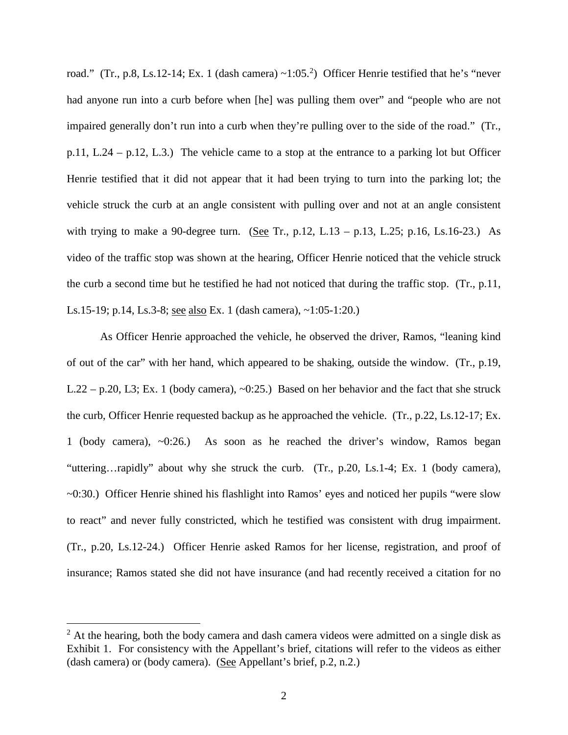road." (Tr., p.8, Ls.12-14; Ex. 1 (dash camera) ~1:05.[2]) Officer Henrie testified that he's "never had anyone run into a curb before when [he] was pulling them over" and "people who are not impaired generally don't run into a curb when they're pulling over to the side of the road." (Tr., p.11, L.24 – p.12, L.3.) The vehicle came to a stop at the entrance to a parking lot but Officer Henrie testified that it did not appear that it had been trying to turn into the parking lot; the vehicle struck the curb at an angle consistent with pulling over and not at an angle consistent with trying to make a 90-degree turn. (See Tr., p.12, L.13 – p.13, L.25; p.16, Ls.16-23.) As video of the traffic stop was shown at the hearing, Officer Henrie noticed that the vehicle struck the curb a second time but he testified he had not noticed that during the traffic stop. (Tr., p.11, Ls.15-19; p.14, Ls.3-8; see also Ex. 1 (dash camera), ~1:05-1:20.)

As Officer Henrie approached the vehicle, he observed the driver, Ramos, "leaning kind of out of the car" with her hand, which appeared to be shaking, outside the window. (Tr., p.19, L.22 – p.20, L3; Ex. 1 (body camera), ~0:25.) Based on her behavior and the fact that she struck the curb, Officer Henrie requested backup as he approached the vehicle. (Tr., p.22, Ls.12-17; Ex. 1 (body camera), ~0:26.) As soon as he reached the driver's window, Ramos began "uttering…rapidly" about why she struck the curb. (Tr., p.20, Ls.1-4; Ex. 1 (body camera), ~0:30.) Officer Henrie shined his flashlight into Ramos' eyes and noticed her pupils "were slow to react" and never fully constricted, which he testified was consistent with drug impairment. (Tr., p.20, Ls.12-24.) Officer Henrie asked Ramos for her license, registration, and proof of insurance; Ramos stated she did not have insurance (and had recently received a citation for no

[2] At the hearing, both the body camera and dash camera videos were admitted on a single disk as Exhibit 1. For consistency with the Appellant's brief, citations will refer to the videos as either (dash camera) or (body camera). (See Appellant's brief, p.2, n.2.)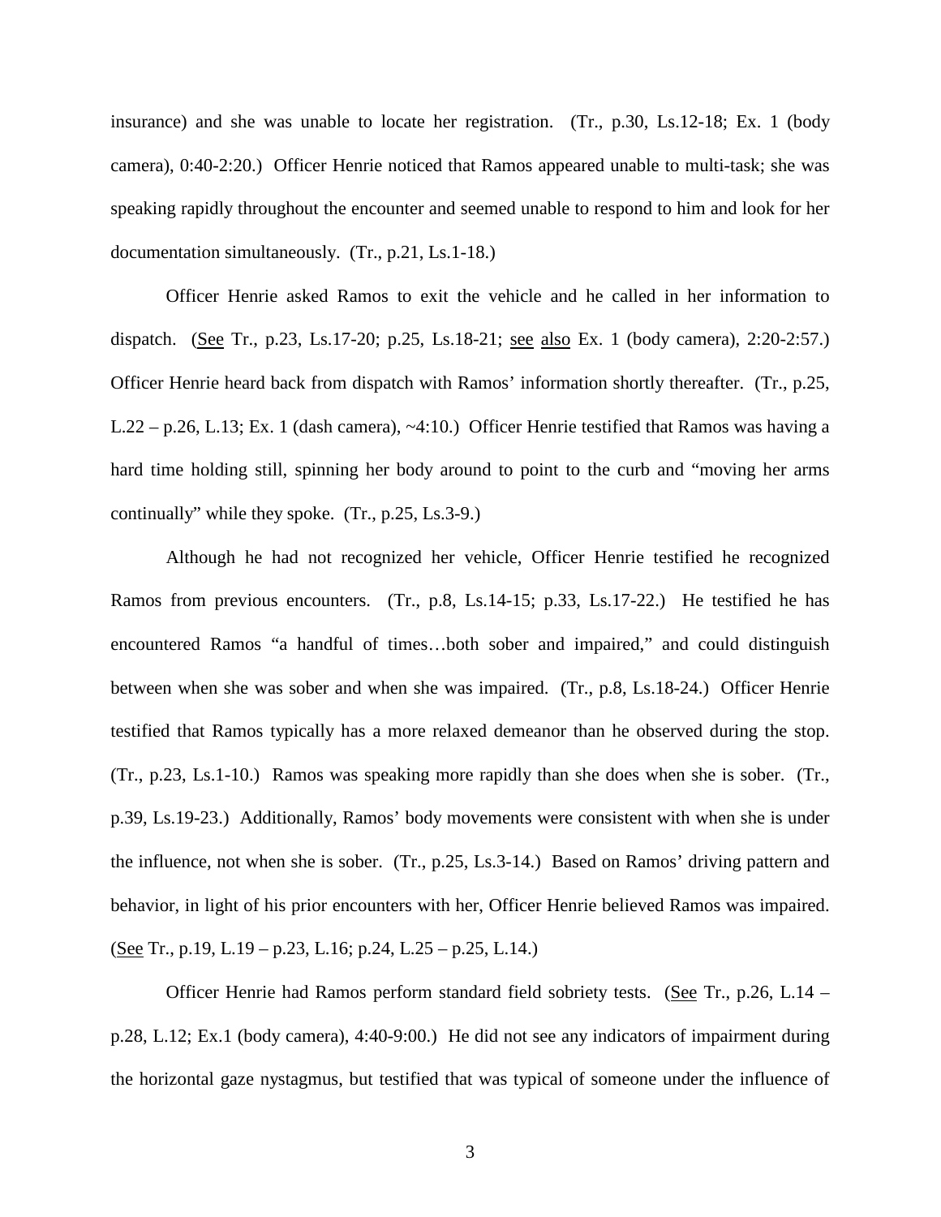insurance) and she was unable to locate her registration. (Tr., p.30, Ls.12-18; Ex. 1 (body camera), 0:40-2:20.) Officer Henrie noticed that Ramos appeared unable to multi-task; she was speaking rapidly throughout the encounter and seemed unable to respond to him and look for her documentation simultaneously. (Tr., p.21, Ls.1-18.)

Officer Henrie asked Ramos to exit the vehicle and he called in her information to dispatch. (See Tr., p.23, Ls.17-20; p.25, Ls.18-21; see also Ex. 1 (body camera), 2:20-2:57.) Officer Henrie heard back from dispatch with Ramos' information shortly thereafter. (Tr., p.25, L.22 – p.26, L.13; Ex. 1 (dash camera), ~4:10.) Officer Henrie testified that Ramos was having a hard time holding still, spinning her body around to point to the curb and "moving her arms continually" while they spoke. (Tr., p.25, Ls.3-9.)

Although he had not recognized her vehicle, Officer Henrie testified he recognized Ramos from previous encounters. (Tr., p.8, Ls.14-15; p.33, Ls.17-22.) He testified he has encountered Ramos "a handful of times…both sober and impaired," and could distinguish between when she was sober and when she was impaired. (Tr., p.8, Ls.18-24.) Officer Henrie testified that Ramos typically has a more relaxed demeanor than he observed during the stop. (Tr., p.23, Ls.1-10.) Ramos was speaking more rapidly than she does when she is sober. (Tr., p.39, Ls.19-23.) Additionally, Ramos' body movements were consistent with when she is under the influence, not when she is sober. (Tr., p.25, Ls.3-14.) Based on Ramos' driving pattern and behavior, in light of his prior encounters with her, Officer Henrie believed Ramos was impaired. (See Tr., p.19, L.19 – p.23, L.16; p.24, L.25 – p.25, L.14.)

Officer Henrie had Ramos perform standard field sobriety tests. (See Tr., p.26, L.14 – p.28, L.12; Ex.1 (body camera), 4:40-9:00.) He did not see any indicators of impairment during the horizontal gaze nystagmus, but testified that was typical of someone under the influence of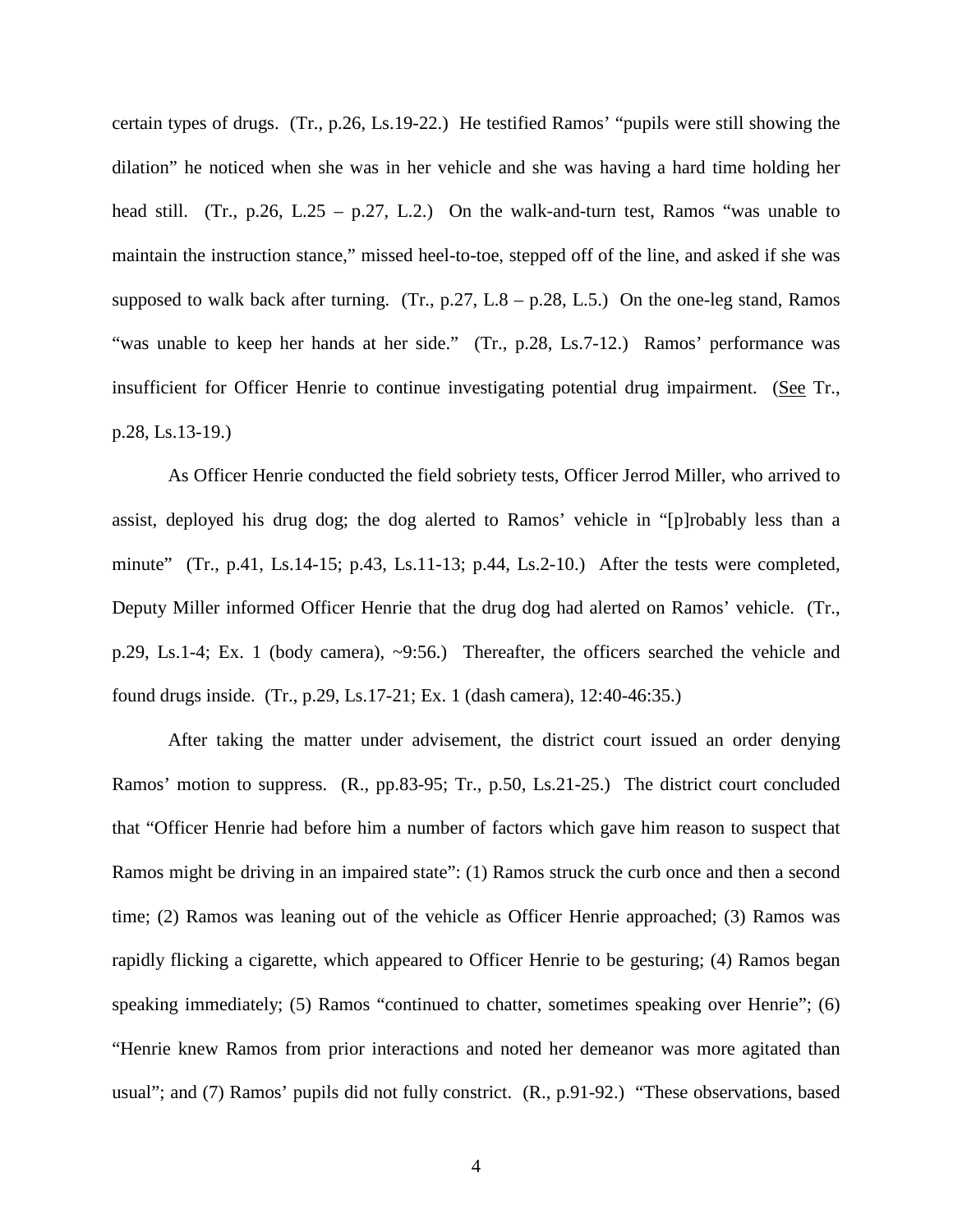certain types of drugs. (Tr., p.26, Ls.19-22.) He testified Ramos' "pupils were still showing the dilation" he noticed when she was in her vehicle and she was having a hard time holding her head still. (Tr., p.26, L.25 – p.27, L.2.) On the walk-and-turn test, Ramos "was unable to maintain the instruction stance," missed heel-to-toe, stepped off of the line, and asked if she was supposed to walk back after turning. (Tr., p.27, L.8 – p.28, L.5.) On the one-leg stand, Ramos "was unable to keep her hands at her side." (Tr., p.28, Ls.7-12.) Ramos' performance was insufficient for Officer Henrie to continue investigating potential drug impairment. (See Tr., p.28, Ls.13-19.)

As Officer Henrie conducted the field sobriety tests, Officer Jerrod Miller, who arrived to assist, deployed his drug dog; the dog alerted to Ramos' vehicle in "[p]robably less than a minute" (Tr., p.41, Ls.14-15; p.43, Ls.11-13; p.44, Ls.2-10.) After the tests were completed, Deputy Miller informed Officer Henrie that the drug dog had alerted on Ramos' vehicle. (Tr., p.29, Ls.1-4; Ex. 1 (body camera), ~9:56.) Thereafter, the officers searched the vehicle and found drugs inside. (Tr., p.29, Ls.17-21; Ex. 1 (dash camera), 12:40-46:35.)

After taking the matter under advisement, the district court issued an order denying Ramos' motion to suppress. (R., pp.83-95; Tr., p.50, Ls.21-25.) The district court concluded that "Officer Henrie had before him a number of factors which gave him reason to suspect that Ramos might be driving in an impaired state": (1) Ramos struck the curb once and then a second time; (2) Ramos was leaning out of the vehicle as Officer Henrie approached; (3) Ramos was rapidly flicking a cigarette, which appeared to Officer Henrie to be gesturing; (4) Ramos began speaking immediately; (5) Ramos "continued to chatter, sometimes speaking over Henrie"; (6) "Henrie knew Ramos from prior interactions and noted her demeanor was more agitated than usual"; and (7) Ramos' pupils did not fully constrict. (R., p.91-92.) "These observations, based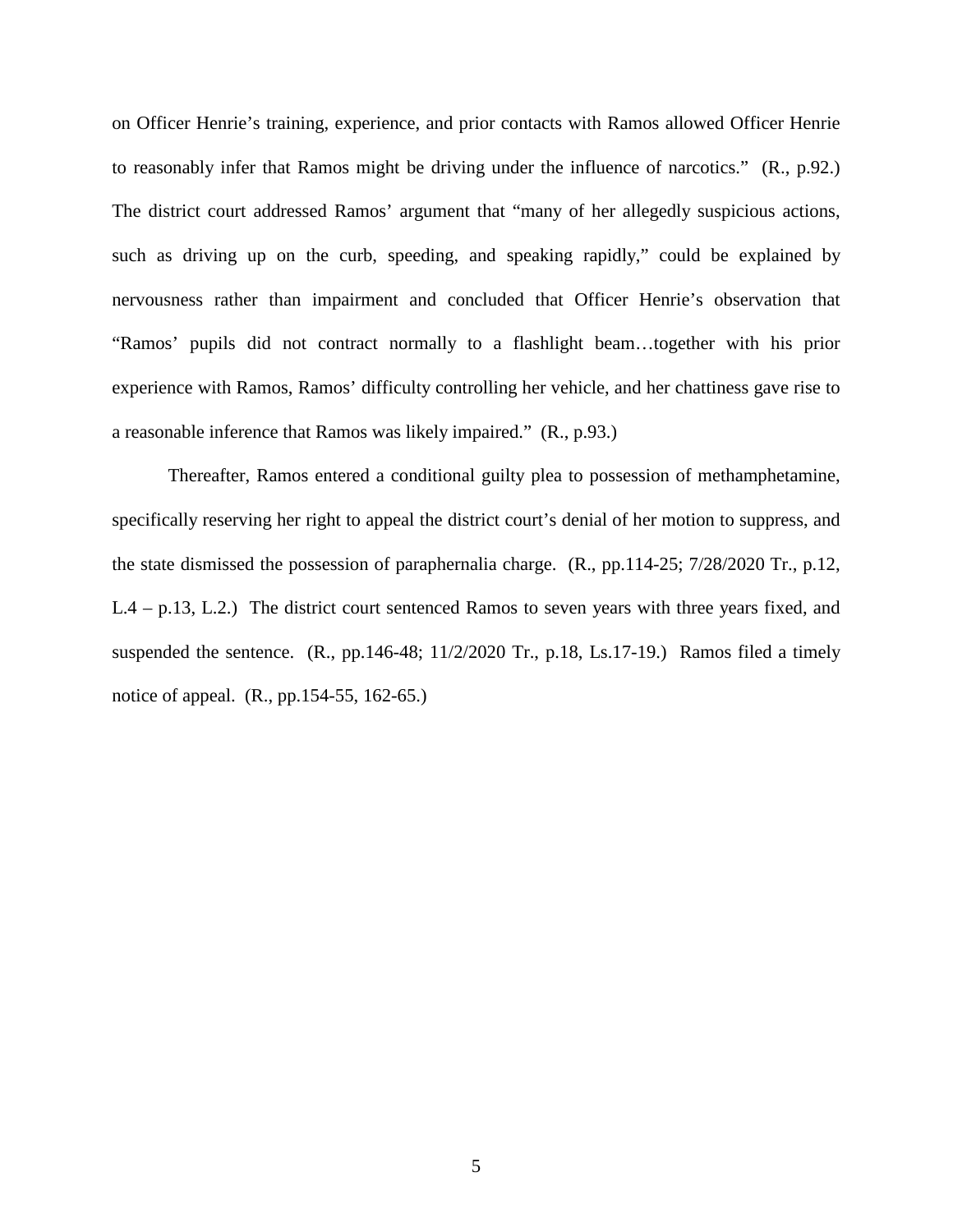on Officer Henrie's training, experience, and prior contacts with Ramos allowed Officer Henrie to reasonably infer that Ramos might be driving under the influence of narcotics." (R., p.92.) The district court addressed Ramos' argument that "many of her allegedly suspicious actions, such as driving up on the curb, speeding, and speaking rapidly," could be explained by nervousness rather than impairment and concluded that Officer Henrie's observation that "Ramos' pupils did not contract normally to a flashlight beam…together with his prior experience with Ramos, Ramos' difficulty controlling her vehicle, and her chattiness gave rise to a reasonable inference that Ramos was likely impaired." (R., p.93.)

Thereafter, Ramos entered a conditional guilty plea to possession of methamphetamine, specifically reserving her right to appeal the district court's denial of her motion to suppress, and the state dismissed the possession of paraphernalia charge. (R., pp.114-25; 7/28/2020 Tr., p.12, L.4 – p.13, L.2.) The district court sentenced Ramos to seven years with three years fixed, and suspended the sentence. (R., pp.146-48; 11/2/2020 Tr., p.18, Ls.17-19.) Ramos filed a timely notice of appeal. (R., pp.154-55, 162-65.)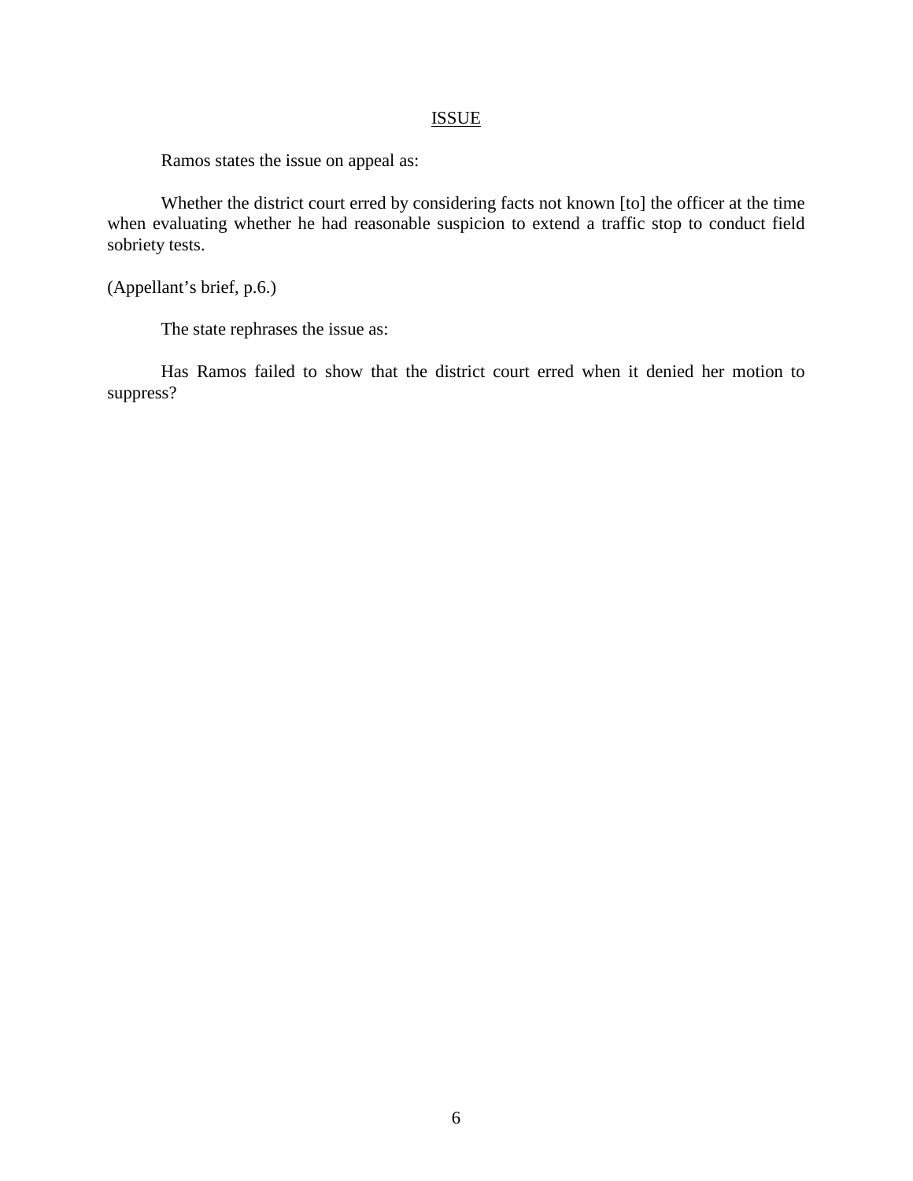## ISSUE

Ramos states the issue on appeal as:

> Whether the district court erred by considering facts not known [to] the officer at the time when evaluating whether he had reasonable suspicion to extend a traffic stop to conduct field sobriety tests.

(Appellant's brief, p.6.)

The state rephrases the issue as:

> Has Ramos failed to show that the district court erred when it denied her motion to suppress?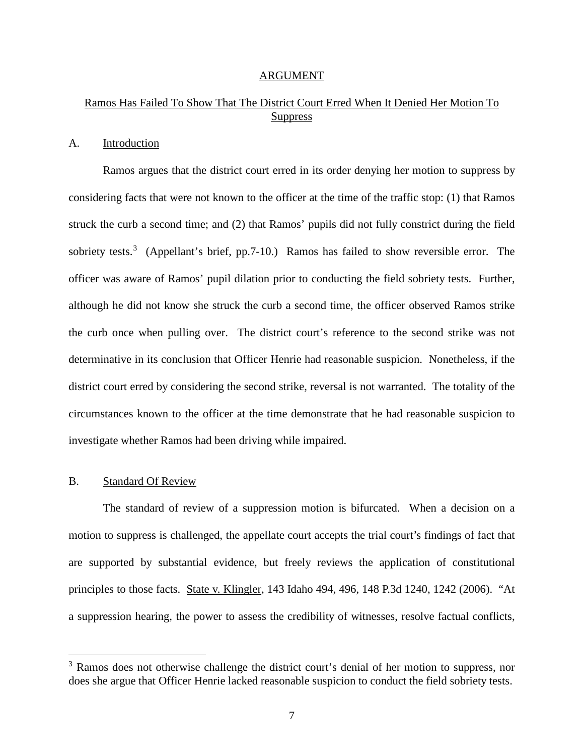## ARGUMENT

### Ramos Has Failed To Show That The District Court Erred When It Denied Her Motion To Suppress

#### A. Introduction

Ramos argues that the district court erred in its order denying her motion to suppress by considering facts that were not known to the officer at the time of the traffic stop: (1) that Ramos struck the curb a second time; and (2) that Ramos' pupils did not fully constrict during the field sobriety tests.[3] (Appellant's brief, pp.7-10.) Ramos has failed to show reversible error. The officer was aware of Ramos' pupil dilation prior to conducting the field sobriety tests. Further, although he did not know she struck the curb a second time, the officer observed Ramos strike the curb once when pulling over. The district court's reference to the second strike was not determinative in its conclusion that Officer Henrie had reasonable suspicion. Nonetheless, if the district court erred by considering the second strike, reversal is not warranted. The totality of the circumstances known to the officer at the time demonstrate that he had reasonable suspicion to investigate whether Ramos had been driving while impaired.

#### B. Standard Of Review

The standard of review of a suppression motion is bifurcated. When a decision on a motion to suppress is challenged, the appellate court accepts the trial court's findings of fact that are supported by substantial evidence, but freely reviews the application of constitutional principles to those facts. State v. Klingler, 143 Idaho 494, 496, 148 P.3d 1240, 1242 (2006). "At a suppression hearing, the power to assess the credibility of witnesses, resolve factual conflicts,

---

[3] Ramos does not otherwise challenge the district court's denial of her motion to suppress, nor does she argue that Officer Henrie lacked reasonable suspicion to conduct the field sobriety tests.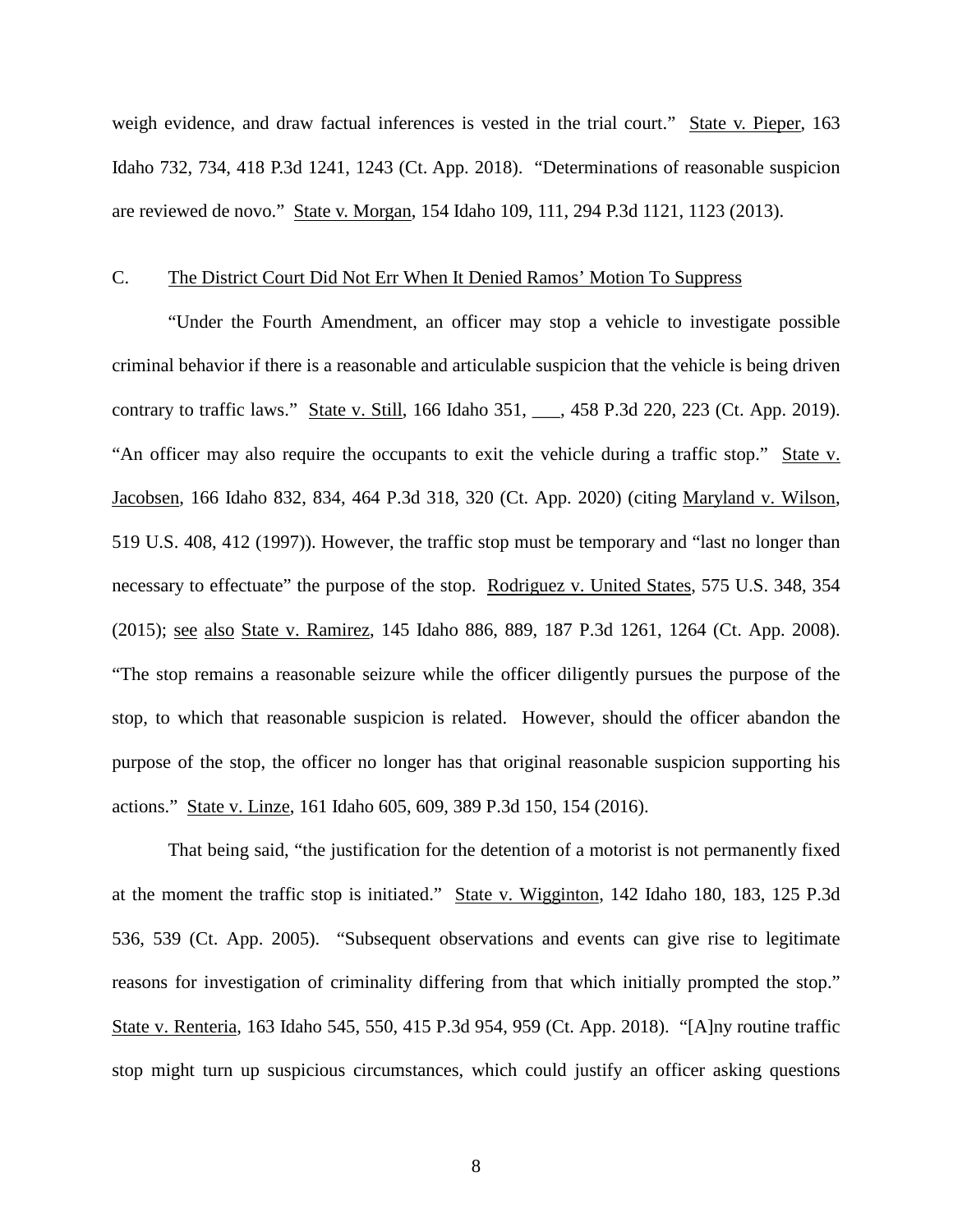weigh evidence, and draw factual inferences is vested in the trial court." State v. Pieper, 163 Idaho 732, 734, 418 P.3d 1241, 1243 (Ct. App. 2018). "Determinations of reasonable suspicion are reviewed de novo." State v. Morgan, 154 Idaho 109, 111, 294 P.3d 1121, 1123 (2013).

C. The District Court Did Not Err When It Denied Ramos' Motion To Suppress

"Under the Fourth Amendment, an officer may stop a vehicle to investigate possible criminal behavior if there is a reasonable and articulable suspicion that the vehicle is being driven contrary to traffic laws." State v. Still, 166 Idaho 351, ___, 458 P.3d 220, 223 (Ct. App. 2019). "An officer may also require the occupants to exit the vehicle during a traffic stop." State v. Jacobsen, 166 Idaho 832, 834, 464 P.3d 318, 320 (Ct. App. 2020) (citing Maryland v. Wilson, 519 U.S. 408, 412 (1997)). However, the traffic stop must be temporary and "last no longer than necessary to effectuate" the purpose of the stop. Rodriguez v. United States, 575 U.S. 348, 354 (2015); see also State v. Ramirez, 145 Idaho 886, 889, 187 P.3d 1261, 1264 (Ct. App. 2008). "The stop remains a reasonable seizure while the officer diligently pursues the purpose of the stop, to which that reasonable suspicion is related. However, should the officer abandon the purpose of the stop, the officer no longer has that original reasonable suspicion supporting his actions." State v. Linze, 161 Idaho 605, 609, 389 P.3d 150, 154 (2016).

That being said, "the justification for the detention of a motorist is not permanently fixed at the moment the traffic stop is initiated." State v. Wigginton, 142 Idaho 180, 183, 125 P.3d 536, 539 (Ct. App. 2005). "Subsequent observations and events can give rise to legitimate reasons for investigation of criminality differing from that which initially prompted the stop." State v. Renteria, 163 Idaho 545, 550, 415 P.3d 954, 959 (Ct. App. 2018). "[A]ny routine traffic stop might turn up suspicious circumstances, which could justify an officer asking questions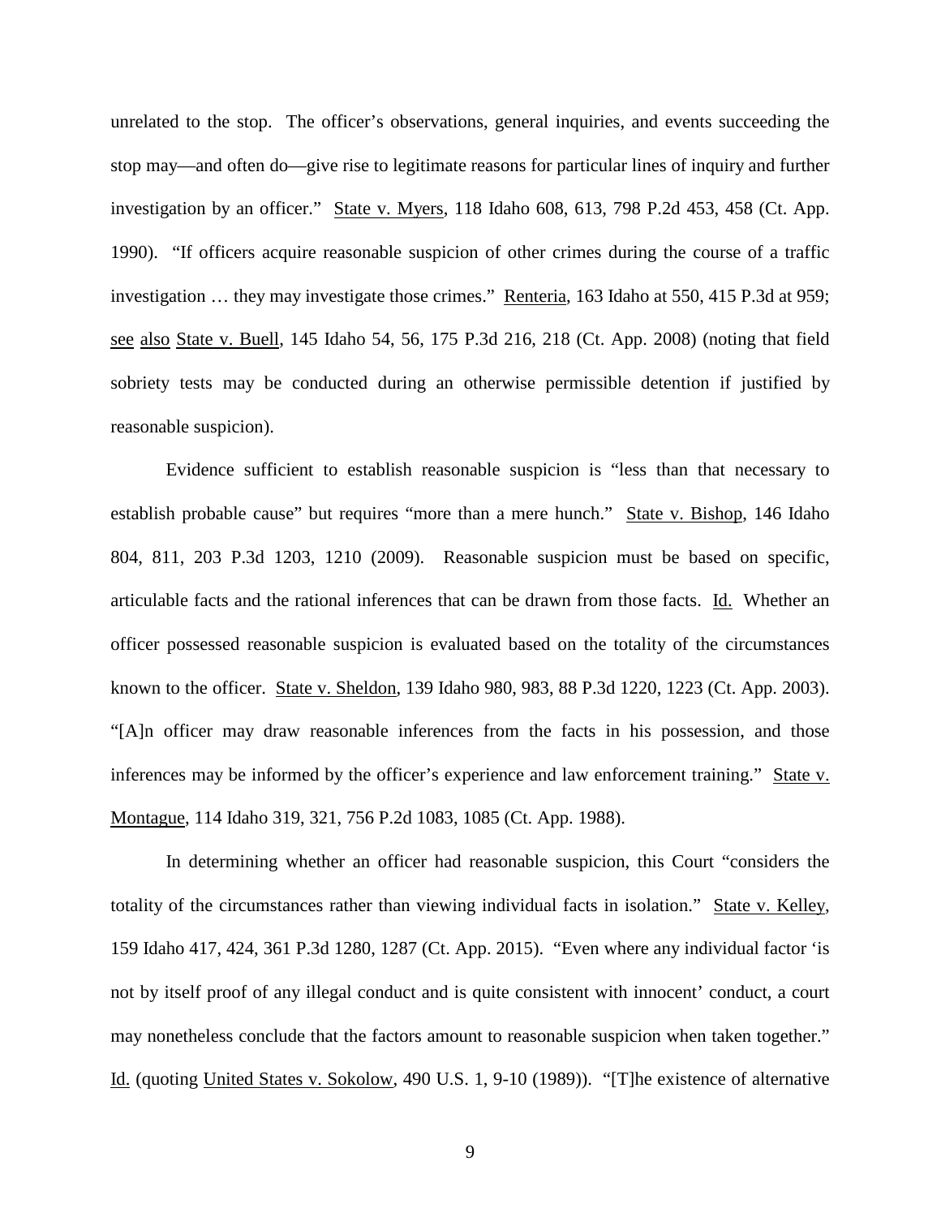unrelated to the stop. The officer's observations, general inquiries, and events succeeding the stop may—and often do—give rise to legitimate reasons for particular lines of inquiry and further investigation by an officer." State v. Myers, 118 Idaho 608, 613, 798 P.2d 453, 458 (Ct. App. 1990). "If officers acquire reasonable suspicion of other crimes during the course of a traffic investigation … they may investigate those crimes." Renteria, 163 Idaho at 550, 415 P.3d at 959; see also State v. Buell, 145 Idaho 54, 56, 175 P.3d 216, 218 (Ct. App. 2008) (noting that field sobriety tests may be conducted during an otherwise permissible detention if justified by reasonable suspicion).

Evidence sufficient to establish reasonable suspicion is "less than that necessary to establish probable cause" but requires "more than a mere hunch." State v. Bishop, 146 Idaho 804, 811, 203 P.3d 1203, 1210 (2009). Reasonable suspicion must be based on specific, articulable facts and the rational inferences that can be drawn from those facts. Id. Whether an officer possessed reasonable suspicion is evaluated based on the totality of the circumstances known to the officer. State v. Sheldon, 139 Idaho 980, 983, 88 P.3d 1220, 1223 (Ct. App. 2003). "[A]n officer may draw reasonable inferences from the facts in his possession, and those inferences may be informed by the officer's experience and law enforcement training." State v. Montague, 114 Idaho 319, 321, 756 P.2d 1083, 1085 (Ct. App. 1988).

In determining whether an officer had reasonable suspicion, this Court "considers the totality of the circumstances rather than viewing individual facts in isolation." State v. Kelley, 159 Idaho 417, 424, 361 P.3d 1280, 1287 (Ct. App. 2015). "Even where any individual factor 'is not by itself proof of any illegal conduct and is quite consistent with innocent' conduct, a court may nonetheless conclude that the factors amount to reasonable suspicion when taken together." Id. (quoting United States v. Sokolow, 490 U.S. 1, 9-10 (1989)). "[T]he existence of alternative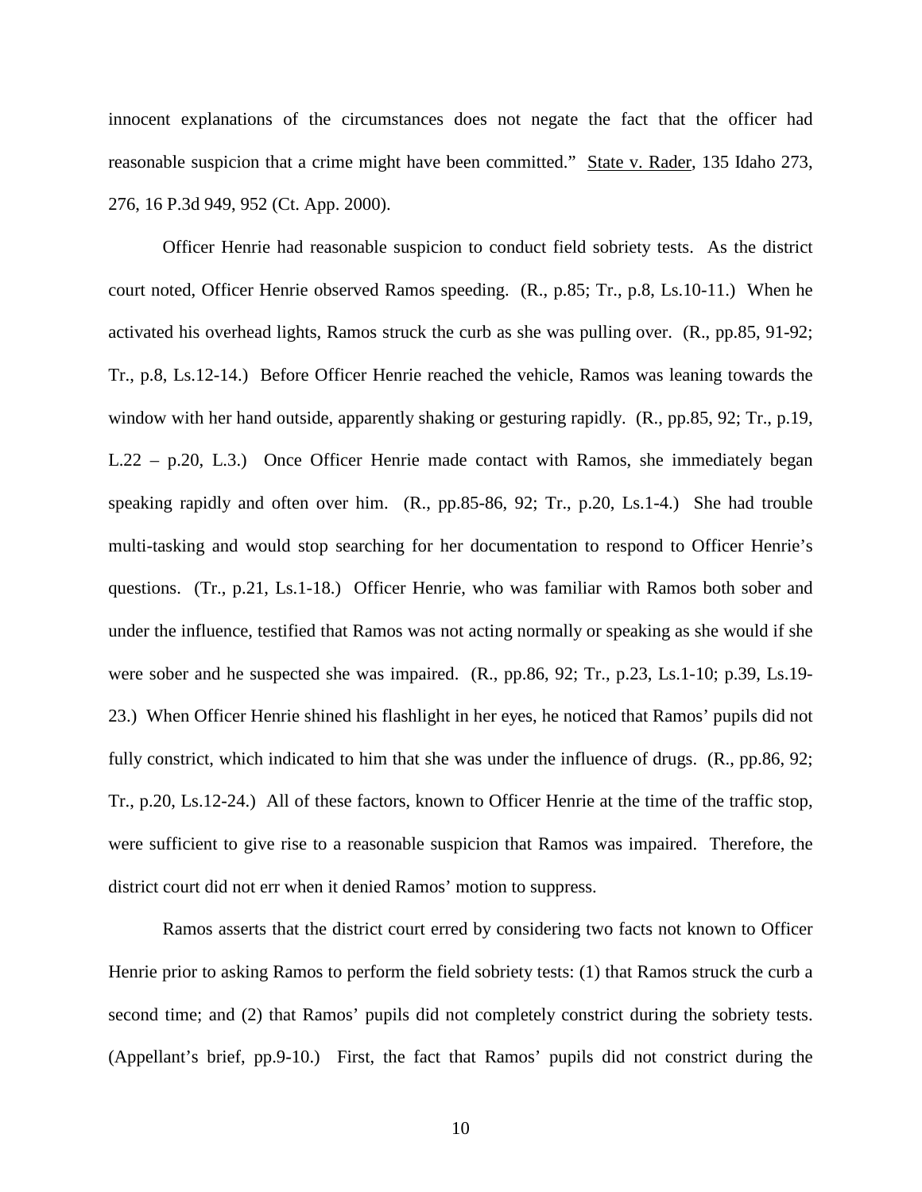innocent explanations of the circumstances does not negate the fact that the officer had reasonable suspicion that a crime might have been committed." State v. Rader, 135 Idaho 273, 276, 16 P.3d 949, 952 (Ct. App. 2000).

Officer Henrie had reasonable suspicion to conduct field sobriety tests. As the district court noted, Officer Henrie observed Ramos speeding. (R., p.85; Tr., p.8, Ls.10-11.) When he activated his overhead lights, Ramos struck the curb as she was pulling over. (R., pp.85, 91-92; Tr., p.8, Ls.12-14.) Before Officer Henrie reached the vehicle, Ramos was leaning towards the window with her hand outside, apparently shaking or gesturing rapidly. (R., pp.85, 92; Tr., p.19, L.22 – p.20, L.3.) Once Officer Henrie made contact with Ramos, she immediately began speaking rapidly and often over him. (R., pp.85-86, 92; Tr., p.20, Ls.1-4.) She had trouble multi-tasking and would stop searching for her documentation to respond to Officer Henrie's questions. (Tr., p.21, Ls.1-18.) Officer Henrie, who was familiar with Ramos both sober and under the influence, testified that Ramos was not acting normally or speaking as she would if she were sober and he suspected she was impaired. (R., pp.86, 92; Tr., p.23, Ls.1-10; p.39, Ls.19-23.) When Officer Henrie shined his flashlight in her eyes, he noticed that Ramos' pupils did not fully constrict, which indicated to him that she was under the influence of drugs. (R., pp.86, 92; Tr., p.20, Ls.12-24.) All of these factors, known to Officer Henrie at the time of the traffic stop, were sufficient to give rise to a reasonable suspicion that Ramos was impaired. Therefore, the district court did not err when it denied Ramos' motion to suppress.

Ramos asserts that the district court erred by considering two facts not known to Officer Henrie prior to asking Ramos to perform the field sobriety tests: (1) that Ramos struck the curb a second time; and (2) that Ramos' pupils did not completely constrict during the sobriety tests. (Appellant's brief, pp.9-10.) First, the fact that Ramos' pupils did not constrict during the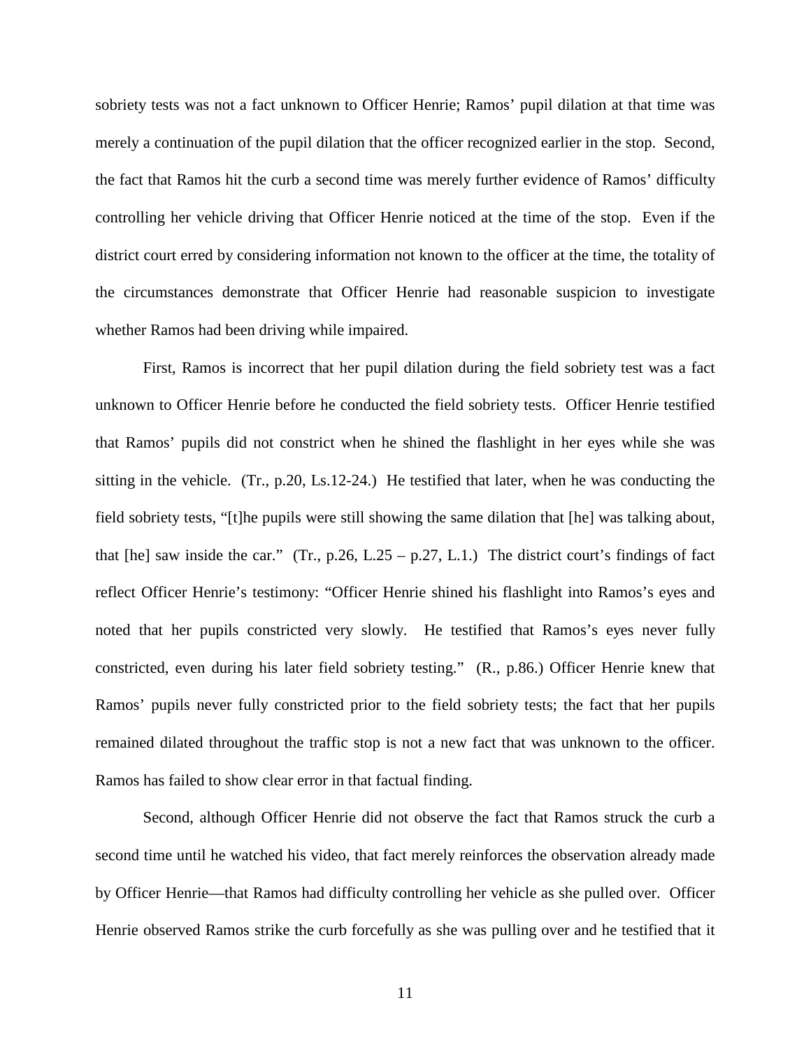sobriety tests was not a fact unknown to Officer Henrie; Ramos' pupil dilation at that time was merely a continuation of the pupil dilation that the officer recognized earlier in the stop. Second, the fact that Ramos hit the curb a second time was merely further evidence of Ramos' difficulty controlling her vehicle driving that Officer Henrie noticed at the time of the stop. Even if the district court erred by considering information not known to the officer at the time, the totality of the circumstances demonstrate that Officer Henrie had reasonable suspicion to investigate whether Ramos had been driving while impaired.

First, Ramos is incorrect that her pupil dilation during the field sobriety test was a fact unknown to Officer Henrie before he conducted the field sobriety tests. Officer Henrie testified that Ramos' pupils did not constrict when he shined the flashlight in her eyes while she was sitting in the vehicle. (Tr., p.20, Ls.12-24.) He testified that later, when he was conducting the field sobriety tests, "[t]he pupils were still showing the same dilation that [he] was talking about, that [he] saw inside the car." (Tr., p.26, L.25 – p.27, L.1.) The district court's findings of fact reflect Officer Henrie's testimony: "Officer Henrie shined his flashlight into Ramos's eyes and noted that her pupils constricted very slowly. He testified that Ramos's eyes never fully constricted, even during his later field sobriety testing." (R., p.86.) Officer Henrie knew that Ramos' pupils never fully constricted prior to the field sobriety tests; the fact that her pupils remained dilated throughout the traffic stop is not a new fact that was unknown to the officer. Ramos has failed to show clear error in that factual finding.

Second, although Officer Henrie did not observe the fact that Ramos struck the curb a second time until he watched his video, that fact merely reinforces the observation already made by Officer Henrie—that Ramos had difficulty controlling her vehicle as she pulled over. Officer Henrie observed Ramos strike the curb forcefully as she was pulling over and he testified that it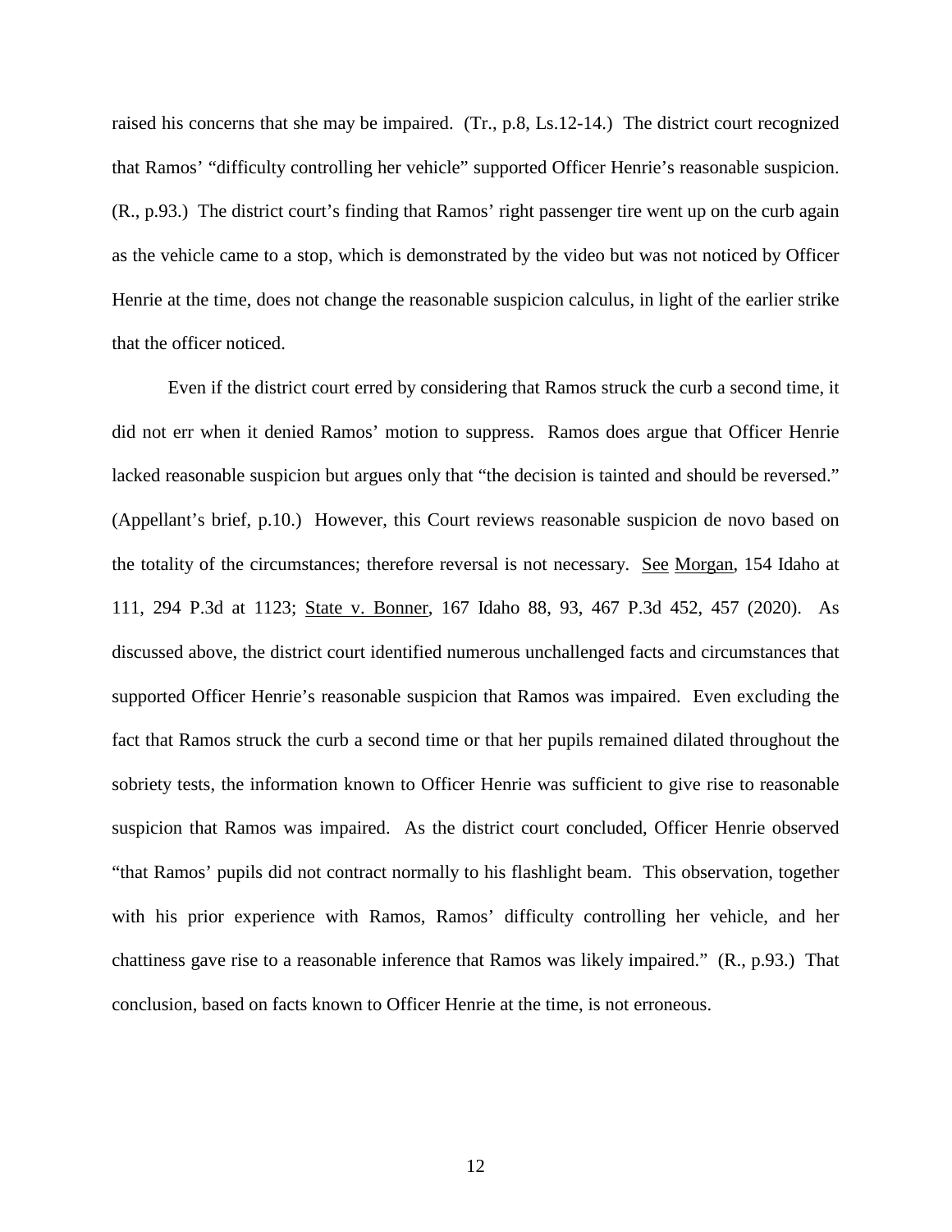raised his concerns that she may be impaired. (Tr., p.8, Ls.12-14.) The district court recognized that Ramos' "difficulty controlling her vehicle" supported Officer Henrie's reasonable suspicion. (R., p.93.) The district court's finding that Ramos' right passenger tire went up on the curb again as the vehicle came to a stop, which is demonstrated by the video but was not noticed by Officer Henrie at the time, does not change the reasonable suspicion calculus, in light of the earlier strike that the officer noticed.

Even if the district court erred by considering that Ramos struck the curb a second time, it did not err when it denied Ramos' motion to suppress. Ramos does argue that Officer Henrie lacked reasonable suspicion but argues only that "the decision is tainted and should be reversed." (Appellant's brief, p.10.) However, this Court reviews reasonable suspicion de novo based on the totality of the circumstances; therefore reversal is not necessary. See Morgan, 154 Idaho at 111, 294 P.3d at 1123; State v. Bonner, 167 Idaho 88, 93, 467 P.3d 452, 457 (2020). As discussed above, the district court identified numerous unchallenged facts and circumstances that supported Officer Henrie's reasonable suspicion that Ramos was impaired. Even excluding the fact that Ramos struck the curb a second time or that her pupils remained dilated throughout the sobriety tests, the information known to Officer Henrie was sufficient to give rise to reasonable suspicion that Ramos was impaired. As the district court concluded, Officer Henrie observed "that Ramos' pupils did not contract normally to his flashlight beam. This observation, together with his prior experience with Ramos, Ramos' difficulty controlling her vehicle, and her chattiness gave rise to a reasonable inference that Ramos was likely impaired." (R., p.93.) That conclusion, based on facts known to Officer Henrie at the time, is not erroneous.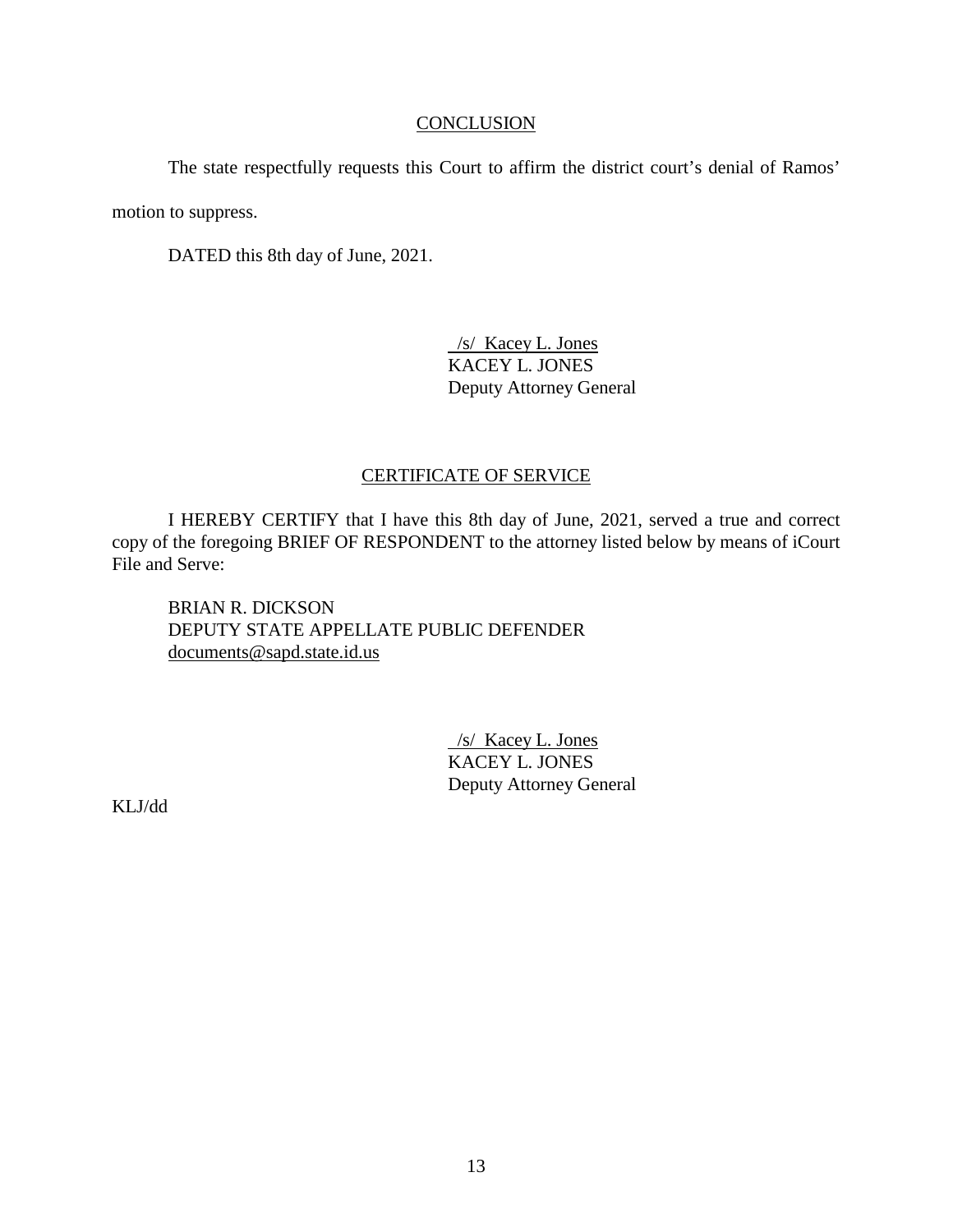## CONCLUSION

The state respectfully requests this Court to affirm the district court's denial of Ramos' motion to suppress.

DATED this 8th day of June, 2021.

/s/ Kacey L. Jones
KACEY L. JONES
Deputy Attorney General

## CERTIFICATE OF SERVICE

I HEREBY CERTIFY that I have this 8th day of June, 2021, served a true and correct copy of the foregoing BRIEF OF RESPONDENT to the attorney listed below by means of iCourt File and Serve:

BRIAN R. DICKSON
DEPUTY STATE APPELLATE PUBLIC DEFENDER
documents@sapd.state.id.us

/s/ Kacey L. Jones
KACEY L. JONES
Deputy Attorney General

KLJ/dd